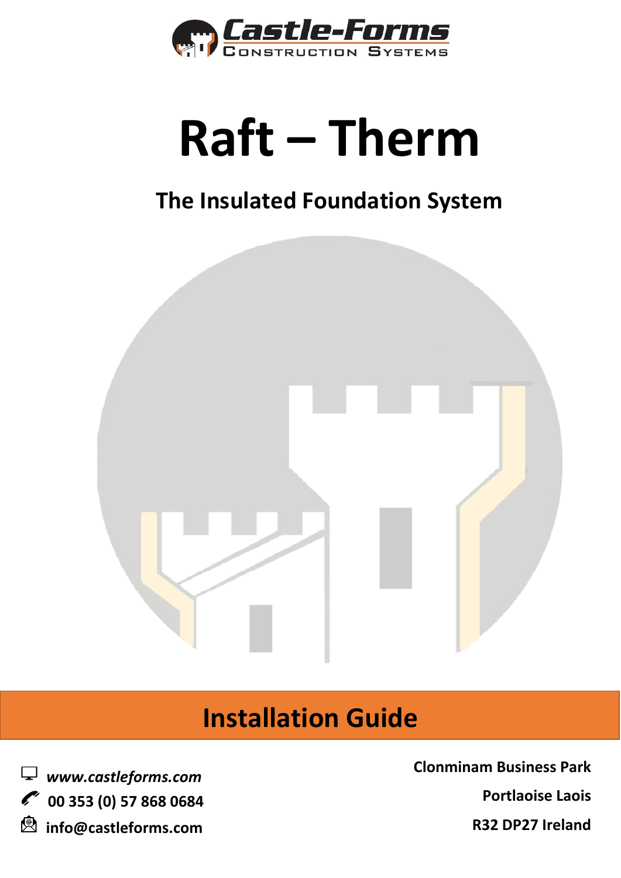Castle-Forms
Construction Systems

# Raft – Therm

## The Insulated Foundation System

## Installation Guide

*www.castleforms.com*

**00 353 (0) 57 868 0684**

**info@castleforms.com**

**Clonminam Business Park**

**Portlaoise Laois**

**R32 DP27 Ireland**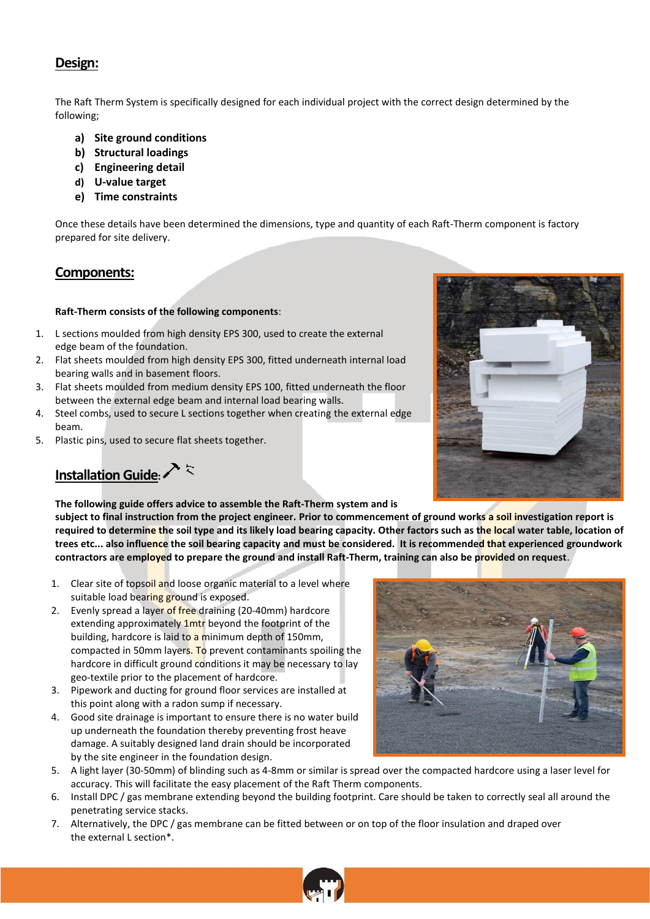## Design:

The Raft Therm System is specifically designed for each individual project with the correct design determined by the following;

- **a) Site ground conditions**
- **b) Structural loadings**
- **c) Engineering detail**
- **d) U-value target**
- **e) Time constraints**

Once these details have been determined the dimensions, type and quantity of each Raft-Therm component is factory prepared for site delivery.

## Components:

**Raft-Therm consists of the following components**:

1. L sections moulded from high density EPS 300, used to create the external edge beam of the foundation.
2. Flat sheets moulded from high density EPS 300, fitted underneath internal load bearing walls and in basement floors.
3. Flat sheets moulded from medium density EPS 100, fitted underneath the floor between the external edge beam and internal load bearing walls.
4. Steel combs, used to secure L sections together when creating the external edge beam.
5. Plastic pins, used to secure flat sheets together.

## Installation Guide:

**The following guide offers advice to assemble the Raft-Therm system and is subject to final instruction from the project engineer. Prior to commencement of ground works a soil investigation report is required to determine the soil type and its likely load bearing capacity. Other factors such as the local water table, location of trees etc... also influence the soil bearing capacity and must be considered. It is recommended that experienced groundwork contractors are employed to prepare the ground and install Raft-Therm, training can also be provided on request**.

1. Clear site of topsoil and loose organic material to a level where suitable load bearing ground is exposed.
2. Evenly spread a layer of free draining (20-40mm) hardcore extending approximately 1mtr beyond the footprint of the building, hardcore is laid to a minimum depth of 150mm, compacted in 50mm layers. To prevent contaminants spoiling the hardcore in difficult ground conditions it may be necessary to lay geo-textile prior to the placement of hardcore.
3. Pipework and ducting for ground floor services are installed at this point along with a radon sump if necessary.
4. Good site drainage is important to ensure there is no water build up underneath the foundation thereby preventing frost heave damage. A suitably designed land drain should be incorporated by the site engineer in the foundation design.
5. A light layer (30-50mm) of blinding such as 4-8mm or similar is spread over the compacted hardcore using a laser level for accuracy. This will facilitate the easy placement of the Raft Therm components.
6. Install DPC / gas membrane extending beyond the building footprint. Care should be taken to correctly seal all around the penetrating service stacks.
7. Alternatively, the DPC / gas membrane can be fitted between or on top of the floor insulation and draped over the external L section*.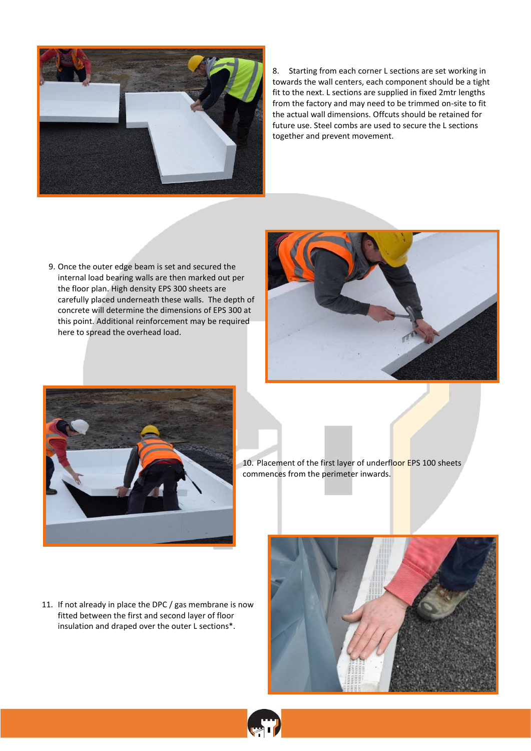8. Starting from each corner L sections are set working in towards the wall centers, each component should be a tight fit to the next. L sections are supplied in fixed 2mtr lengths from the factory and may need to be trimmed on-site to fit the actual wall dimensions. Offcuts should be retained for future use. Steel combs are used to secure the L sections together and prevent movement.

9. Once the outer edge beam is set and secured the internal load bearing walls are then marked out per the floor plan. High density EPS 300 sheets are carefully placed underneath these walls. The depth of concrete will determine the dimensions of EPS 300 at this point. Additional reinforcement may be required here to spread the overhead load.

10. Placement of the first layer of underfloor EPS 100 sheets commences from the perimeter inwards.

11. If not already in place the DPC / gas membrane is now fitted between the first and second layer of floor insulation and draped over the outer L sections*.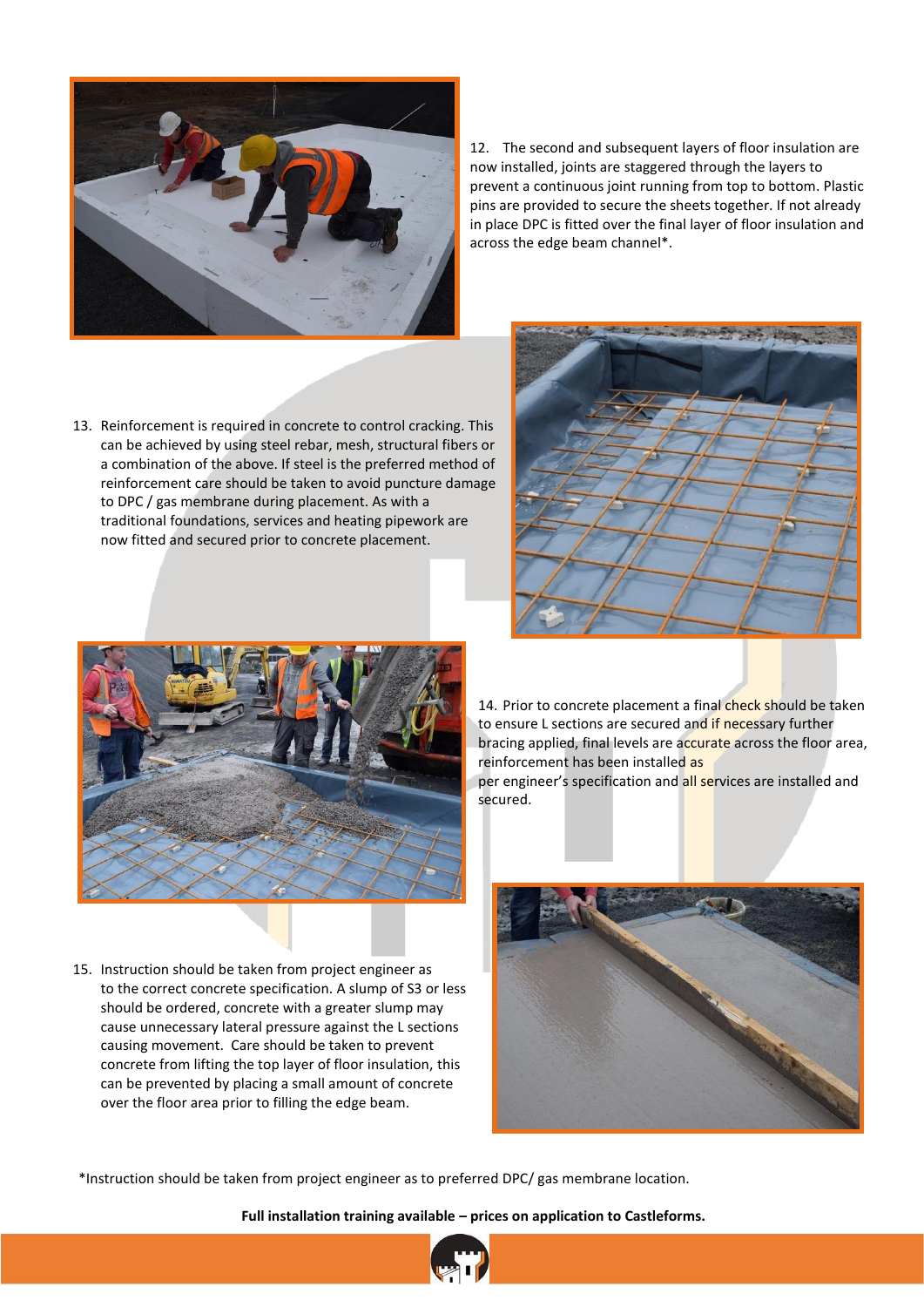12. The second and subsequent layers of floor insulation are now installed, joints are staggered through the layers to prevent a continuous joint running from top to bottom. Plastic pins are provided to secure the sheets together. If not already in place DPC is fitted over the final layer of floor insulation and across the edge beam channel*.

13. Reinforcement is required in concrete to control cracking. This can be achieved by using steel rebar, mesh, structural fibers or a combination of the above. If steel is the preferred method of reinforcement care should be taken to avoid puncture damage to DPC / gas membrane during placement. As with a traditional foundations, services and heating pipework are now fitted and secured prior to concrete placement.

14. Prior to concrete placement a final check should be taken to ensure L sections are secured and if necessary further bracing applied, final levels are accurate across the floor area, reinforcement has been installed as per engineer's specification and all services are installed and secured.

15. Instruction should be taken from project engineer as to the correct concrete specification. A slump of S3 or less should be ordered, concrete with a greater slump may cause unnecessary lateral pressure against the L sections causing movement. Care should be taken to prevent concrete from lifting the top layer of floor insulation, this can be prevented by placing a small amount of concrete over the floor area prior to filling the edge beam.

*Instruction should be taken from project engineer as to preferred DPC/ gas membrane location.

**Full installation training available – prices on application to Castleforms.**